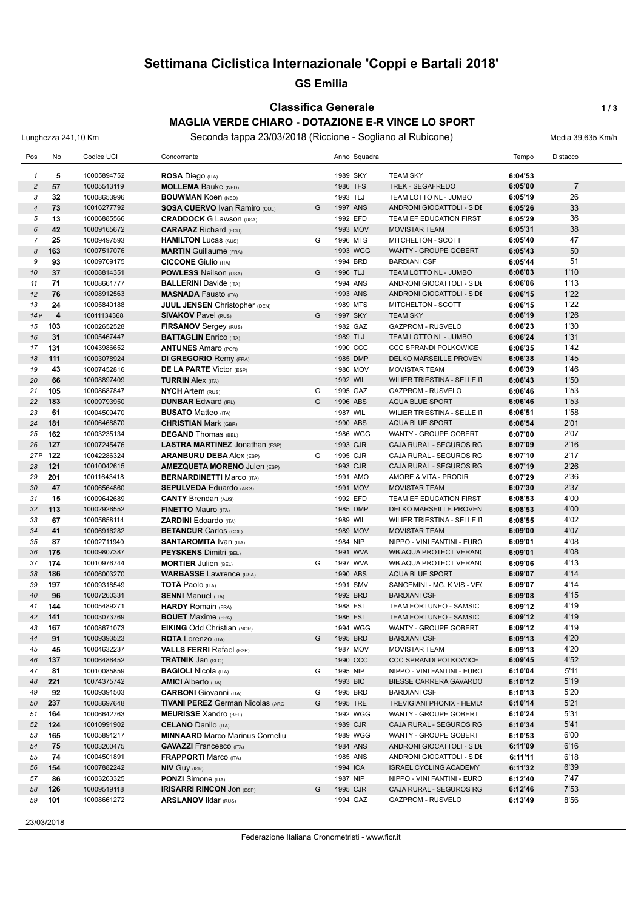# Settimana Ciclistica Internazionale 'Coppi e Bartali 2018'

## GS Emilia

### Classifica Generale

### MAGLIA VERDE CHIARO - DOTAZIONE E-R VINCE LO SPORT

Lunghezza 241,10 Km — Seconda tappa 23/03/2018 (Riccione - Sogliano al Rubicone) — Media 39,635 Km/h

| Pos | No | Codice UCI | Concorrente | | Anno | Squadra | | Tempo | Distacco |
|---|---|---|---|---|---|---|---|---|---|
| 1 | 5 | 10005894752 | **ROSA** Diego (ITA) | | 1989 | SKY | TEAM SKY | 6:04'53 | |
| 2 | 57 | 10005513119 | **MOLLEMA** Bauke (NED) | | 1986 | TFS | TREK - SEGAFREDO | 6:05'00 | 7 |
| 3 | 32 | 10008653996 | **BOUWMAN** Koen (NED) | | 1993 | TLJ | TEAM LOTTO NL - JUMBO | 6:05'19 | 26 |
| 4 | 73 | 10016277792 | **SOSA CUERVO** Ivan Ramiro (COL) | G | 1997 | ANS | ANDRONI GIOCATTOLI - SIDE | 6:05'26 | 33 |
| 5 | 13 | 10006885566 | **CRADDOCK** G Lawson (USA) | | 1992 | EFD | TEAM EF EDUCATION FIRST | 6:05'29 | 36 |
| 6 | 42 | 10009165672 | **CARAPAZ** Richard (ECU) | | 1993 | MOV | MOVISTAR TEAM | 6:05'31 | 38 |
| 7 | 25 | 10009497593 | **HAMILTON** Lucas (AUS) | G | 1996 | MTS | MITCHELTON - SCOTT | 6:05'40 | 47 |
| 8 | 163 | 10007517076 | **MARTIN** Guillaume (FRA) | | 1993 | WGG | WANTY - GROUPE GOBERT | 6:05'43 | 50 |
| 9 | 93 | 10009709175 | **CICCONE** Giulio (ITA) | | 1994 | BRD | BARDIANI CSF | 6:05'44 | 51 |
| 10 | 37 | 10008814351 | **POWLESS** Neilson (USA) | G | 1996 | TLJ | TEAM LOTTO NL - JUMBO | 6:06'03 | 1'10 |
| 11 | 71 | 10008661777 | **BALLERINI** Davide (ITA) | | 1994 | ANS | ANDRONI GIOCATTOLI - SIDE | 6:06'06 | 1'13 |
| 12 | 76 | 10008912563 | **MASNADA** Fausto (ITA) | | 1993 | ANS | ANDRONI GIOCATTOLI - SIDE | 6:06'15 | 1'22 |
| 13 | 24 | 10005840188 | **JUUL JENSEN** Christopher (DEN) | | 1989 | MTS | MITCHELTON - SCOTT | 6:06'15 | 1'22 |
| 14 P | 4 | 10011134368 | **SIVAKOV** Pavel (RUS) | G | 1997 | SKY | TEAM SKY | 6:06'19 | 1'26 |
| 15 | 103 | 10002652528 | **FIRSANOV** Sergey (RUS) | | 1982 | GAZ | GAZPROM - RUSVELO | 6:06'23 | 1'30 |
| 16 | 31 | 10005467447 | **BATTAGLIN** Enrico (ITA) | | 1989 | TLJ | TEAM LOTTO NL - JUMBO | 6:06'24 | 1'31 |
| 17 | 131 | 10043986652 | **ANTUNES** Amaro (POR) | | 1990 | CCC | CCC SPRANDI POLKOWICE | 6:06'35 | 1'42 |
| 18 | 111 | 10003078924 | **DI GREGORIO** Remy (FRA) | | 1985 | DMP | DELKO MARSEILLE PROVEN | 6:06'38 | 1'45 |
| 19 | 43 | 10007452816 | **DE LA PARTE** Victor (ESP) | | 1986 | MOV | MOVISTAR TEAM | 6:06'39 | 1'46 |
| 20 | 66 | 10008897409 | **TURRIN** Alex (ITA) | | 1992 | WIL | WILIER TRIESTINA - SELLE IT | 6:06'43 | 1'50 |
| 21 | 105 | 10008687847 | **NYCH** Artem (RUS) | G | 1995 | GAZ | GAZPROM - RUSVELO | 6:06'46 | 1'53 |
| 22 | 183 | 10009793950 | **DUNBAR** Edward (IRL) | G | 1996 | ABS | AQUA BLUE SPORT | 6:06'46 | 1'53 |
| 23 | 61 | 10004509470 | **BUSATO** Matteo (ITA) | | 1987 | WIL | WILIER TRIESTINA - SELLE IT | 6:06'51 | 1'58 |
| 24 | 181 | 10006468870 | **CHRISTIAN** Mark (GBR) | | 1990 | ABS | AQUA BLUE SPORT | 6:06'54 | 2'01 |
| 25 | 162 | 10003235134 | **DEGAND** Thomas (BEL) | | 1986 | WGG | WANTY - GROUPE GOBERT | 6:07'00 | 2'07 |
| 26 | 127 | 10007245476 | **LASTRA MARTINEZ** Jonathan (ESP) | | 1993 | CJR | CAJA RURAL - SEGUROS RG | 6:07'09 | 2'16 |
| 27 P | 122 | 10042286324 | **ARANBURU DEBA** Alex (ESP) | G | 1995 | CJR | CAJA RURAL - SEGUROS RG | 6:07'10 | 2'17 |
| 28 | 121 | 10010042615 | **AMEZQUETA MORENO** Julen (ESP) | | 1993 | CJR | CAJA RURAL - SEGUROS RG | 6:07'19 | 2'26 |
| 29 | 201 | 10011643418 | **BERNARDINETTI** Marco (ITA) | | 1991 | AMO | AMORE & VITA - PRODIR | 6:07'29 | 2'36 |
| 30 | 47 | 10006564860 | **SEPULVEDA** Eduardo (ARG) | | 1991 | MOV | MOVISTAR TEAM | 6:07'30 | 2'37 |
| 31 | 15 | 10009642689 | **CANTY** Brendan (AUS) | | 1992 | EFD | TEAM EF EDUCATION FIRST | 6:08'53 | 4'00 |
| 32 | 113 | 10002926552 | **FINETTO** Mauro (ITA) | | 1985 | DMP | DELKO MARSEILLE PROVEN | 6:08'53 | 4'00 |
| 33 | 67 | 10005658114 | **ZARDINI** Edoardo (ITA) | | 1989 | WIL | WILIER TRIESTINA - SELLE IT | 6:08'55 | 4'02 |
| 34 | 41 | 10006916282 | **BETANCUR** Carlos (COL) | | 1989 | MOV | MOVISTAR TEAM | 6:09'00 | 4'07 |
| 35 | 87 | 10002711940 | **SANTAROMITA** Ivan (ITA) | | 1984 | NIP | NIPPO - VINI FANTINI - EURO | 6:09'01 | 4'08 |
| 36 | 175 | 10009807387 | **PEYSKENS** Dimitri (BEL) | | 1991 | WVA | WB AQUA PROTECT VERANC | 6:09'01 | 4'08 |
| 37 | 174 | 10010976744 | **MORTIER** Julien (BEL) | G | 1997 | WVA | WB AQUA PROTECT VERANC | 6:09'06 | 4'13 |
| 38 | 186 | 10006003270 | **WARBASSE** Lawrence (USA) | | 1990 | ABS | AQUA BLUE SPORT | 6:09'07 | 4'14 |
| 39 | 197 | 10009318549 | **TOTÒ** Paolo (ITA) | | 1991 | SMV | SANGEMINI - MG. K VIS - VE( | 6:09'07 | 4'14 |
| 40 | 96 | 10007260331 | **SENNI** Manuel (ITA) | | 1992 | BRD | BARDIANI CSF | 6:09'08 | 4'15 |
| 41 | 144 | 10005489271 | **HARDY** Romain (FRA) | | 1988 | FST | TEAM FORTUNEO - SAMSIC | 6:09'12 | 4'19 |
| 42 | 141 | 10003073769 | **BOUET** Maxime (FRA) | | 1986 | FST | TEAM FORTUNEO - SAMSIC | 6:09'12 | 4'19 |
| 43 | 167 | 10008671073 | **EIKING** Odd Christian (NOR) | | 1994 | WGG | WANTY - GROUPE GOBERT | 6:09'12 | 4'19 |
| 44 | 91 | 10009393523 | **ROTA** Lorenzo (ITA) | G | 1995 | BRD | BARDIANI CSF | 6:09'13 | 4'20 |
| 45 | 45 | 10004632237 | **VALLS FERRI** Rafael (ESP) | | 1987 | MOV | MOVISTAR TEAM | 6:09'13 | 4'20 |
| 46 | 137 | 10006486452 | **TRATNIK** Jan (SLO) | | 1990 | CCC | CCC SPRANDI POLKOWICE | 6:09'45 | 4'52 |
| 47 | 81 | 10010085859 | **BAGIOLI** Nicola (ITA) | G | 1995 | NIP | NIPPO - VINI FANTINI - EURO | 6:10'04 | 5'11 |
| 48 | 221 | 10074375742 | **AMICI** Alberto (ITA) | | 1993 | BIC | BIESSE CARRERA GAVARDO | 6:10'12 | 5'19 |
| 49 | 92 | 10009391503 | **CARBONI** Giovanni (ITA) | G | 1995 | BRD | BARDIANI CSF | 6:10'13 | 5'20 |
| 50 | 237 | 10008697648 | **TIVANI PEREZ** German Nicolas (ARG | G | 1995 | TRE | TREVIGIANI PHONIX - HEMU! | 6:10'14 | 5'21 |
| 51 | 164 | 10006642763 | **MEURISSE** Xandro (BEL) | | 1992 | WGG | WANTY - GROUPE GOBERT | 6:10'24 | 5'31 |
| 52 | 124 | 10010991902 | **CELANO** Danilo (ITA) | | 1989 | CJR | CAJA RURAL - SEGUROS RG | 6:10'34 | 5'41 |
| 53 | 165 | 10005891217 | **MINNAARD** Marco Marinus Corneliu | | 1989 | WGG | WANTY - GROUPE GOBERT | 6:10'53 | 6'00 |
| 54 | 75 | 10003200475 | **GAVAZZI** Francesco (ITA) | | 1984 | ANS | ANDRONI GIOCATTOLI - SIDE | 6:11'09 | 6'16 |
| 55 | 74 | 10004501891 | **FRAPPORTI** Marco (ITA) | | 1985 | ANS | ANDRONI GIOCATTOLI - SIDE | 6:11'11 | 6'18 |
| 56 | 154 | 10007882242 | **NIV** Guy (ISR) | | 1994 | ICA | ISRAEL CYCLING ACADEMY | 6:11'32 | 6'39 |
| 57 | 86 | 10003263325 | **PONZI** Simone (ITA) | | 1987 | NIP | NIPPO - VINI FANTINI - EURO | 6:12'40 | 7'47 |
| 58 | 126 | 10009519118 | **IRISARRI RINCON** Jon (ESP) | G | 1995 | CJR | CAJA RURAL - SEGUROS RG | 6:12'46 | 7'53 |
| 59 | 101 | 10008661272 | **ARSLANOV** Ildar (RUS) | | 1994 | GAZ | GAZPROM - RUSVELO | 6:13'49 | 8'56 |

23/03/2018

Federazione Italiana Cronometristi - www.ficr.it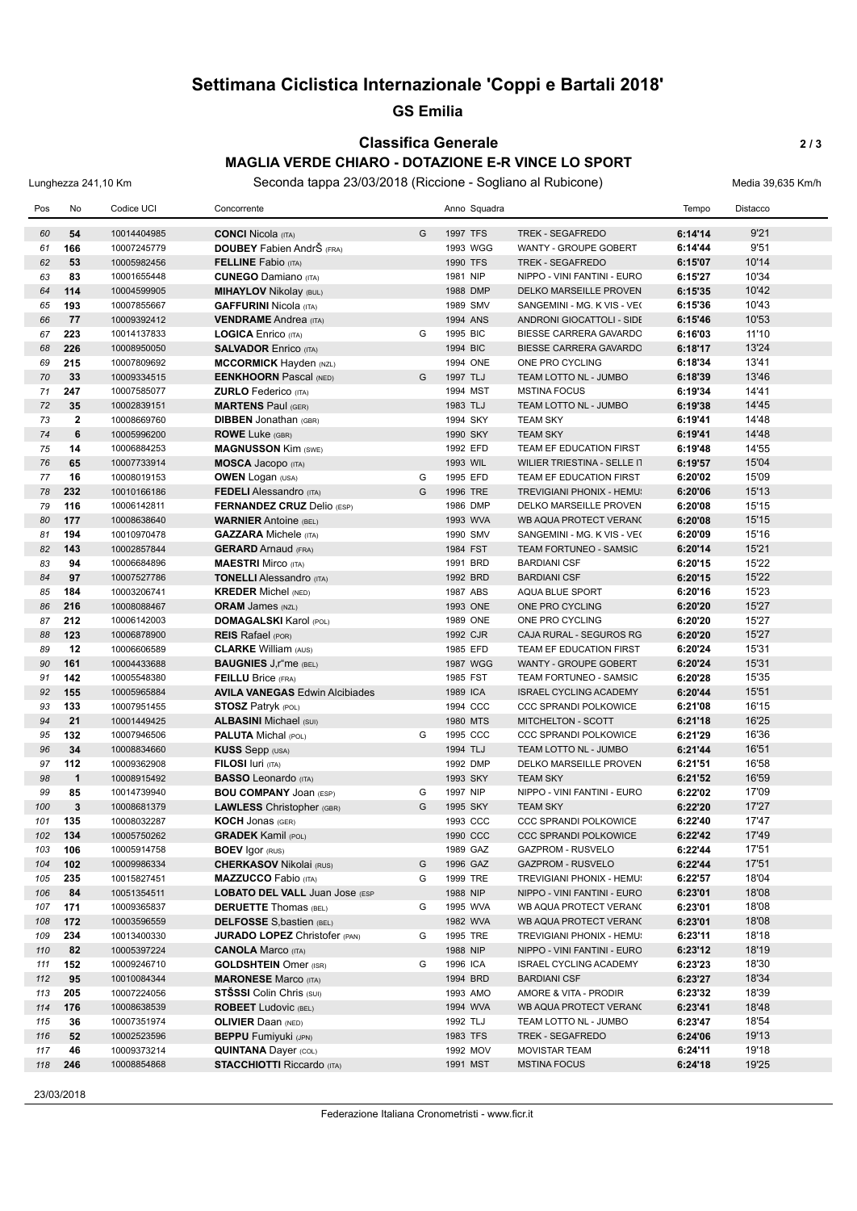# Settimana Ciclistica Internazionale 'Coppi e Bartali 2018'

## GS Emilia

### Classifica Generale

### MAGLIA VERDE CHIARO - DOTAZIONE E-R VINCE LO SPORT

Lunghezza 241,10 Km — Seconda tappa 23/03/2018 (Riccione - Sogliano al Rubicone) — Media 39,635 Km/h

| Pos | No | Codice UCI | Concorrente | | Anno | Squadra | | Tempo | Distacco |
|---|---|---|---|---|---|---|---|---|---|
| 60 | 54 | 10014404985 | **CONCI** Nicola (ITA) | G | 1997 | TFS | TREK - SEGAFREDO | 6:14'14 | 9'21 |
| 61 | 166 | 10007245779 | **DOUBEY** Fabien AndrŠ (FRA) | | 1993 | WGG | WANTY - GROUPE GOBERT | 6:14'44 | 9'51 |
| 62 | 53 | 10005982456 | **FELLINE** Fabio (ITA) | | 1990 | TFS | TREK - SEGAFREDO | 6:15'07 | 10'14 |
| 63 | 83 | 10001655448 | **CUNEGO** Damiano (ITA) | | 1981 | NIP | NIPPO - VINI FANTINI - EURO | 6:15'27 | 10'34 |
| 64 | 114 | 10004599905 | **MIHAYLOV** Nikolay (BUL) | | 1988 | DMP | DELKO MARSEILLE PROVEN | 6:15'35 | 10'42 |
| 65 | 193 | 10007855667 | **GAFFURINI** Nicola (ITA) | | 1989 | SMV | SANGEMINI - MG. K VIS - VE( | 6:15'36 | 10'43 |
| 66 | 77 | 10009392412 | **VENDRAME** Andrea (ITA) | | 1994 | ANS | ANDRONI GIOCATTOLI - SIDE | 6:15'46 | 10'53 |
| 67 | 223 | 10014137833 | **LOGICA** Enrico (ITA) | G | 1995 | BIC | BIESSE CARRERA GAVARDO | 6:16'03 | 11'10 |
| 68 | 226 | 10008950050 | **SALVADOR** Enrico (ITA) | | 1994 | BIC | BIESSE CARRERA GAVARDO | 6:18'17 | 13'24 |
| 69 | 215 | 10007809692 | **MCCORMICK** Hayden (NZL) | | 1994 | ONE | ONE PRO CYCLING | 6:18'34 | 13'41 |
| 70 | 33 | 10009334515 | **EENKHOORN** Pascal (NED) | G | 1997 | TLJ | TEAM LOTTO NL - JUMBO | 6:18'39 | 13'46 |
| 71 | 247 | 10007585077 | **ZURLO** Federico (ITA) | | 1994 | MST | MSTINA FOCUS | 6:19'34 | 14'41 |
| 72 | 35 | 10002839151 | **MARTENS** Paul (GER) | | 1983 | TLJ | TEAM LOTTO NL - JUMBO | 6:19'38 | 14'45 |
| 73 | 2 | 10008669760 | **DIBBEN** Jonathan (GBR) | | 1994 | SKY | TEAM SKY | 6:19'41 | 14'48 |
| 74 | 6 | 10005996200 | **ROWE** Luke (GBR) | | 1990 | SKY | TEAM SKY | 6:19'41 | 14'48 |
| 75 | 14 | 10006884253 | **MAGNUSSON** Kim (SWE) | | 1992 | EFD | TEAM EF EDUCATION FIRST | 6:19'48 | 14'55 |
| 76 | 65 | 10007733914 | **MOSCA** Jacopo (ITA) | | 1993 | WIL | WILIER TRIESTINA - SELLE IT | 6:19'57 | 15'04 |
| 77 | 16 | 10008019153 | **OWEN** Logan (USA) | G | 1995 | EFD | TEAM EF EDUCATION FIRST | 6:20'02 | 15'09 |
| 78 | 232 | 10010166186 | **FEDELI** Alessandro (ITA) | G | 1996 | TRE | TREVIGIANI PHONIX - HEMU: | 6:20'06 | 15'13 |
| 79 | 116 | 10006142811 | **FERNANDEZ CRUZ** Delio (ESP) | | 1986 | DMP | DELKO MARSEILLE PROVEN | 6:20'08 | 15'15 |
| 80 | 177 | 10008638640 | **WARNIER** Antoine (BEL) | | 1993 | WVA | WB AQUA PROTECT VERAN( | 6:20'08 | 15'15 |
| 81 | 194 | 10010970478 | **GAZZARA** Michele (ITA) | | 1990 | SMV | SANGEMINI - MG. K VIS - VE( | 6:20'09 | 15'16 |
| 82 | 143 | 10002857844 | **GERARD** Arnaud (FRA) | | 1984 | FST | TEAM FORTUNEO - SAMSIC | 6:20'14 | 15'21 |
| 83 | 94 | 10006684896 | **MAESTRI** Mirco (ITA) | | 1991 | BRD | BARDIANI CSF | 6:20'15 | 15'22 |
| 84 | 97 | 10007527786 | **TONELLI** Alessandro (ITA) | | 1992 | BRD | BARDIANI CSF | 6:20'15 | 15'22 |
| 85 | 184 | 10003206741 | **KREDER** Michel (NED) | | 1987 | ABS | AQUA BLUE SPORT | 6:20'16 | 15'23 |
| 86 | 216 | 10008088467 | **ORAM** James (NZL) | | 1993 | ONE | ONE PRO CYCLING | 6:20'20 | 15'27 |
| 87 | 212 | 10006142003 | **DOMAGALSKI** Karol (POL) | | 1989 | ONE | ONE PRO CYCLING | 6:20'20 | 15'27 |
| 88 | 123 | 10006878900 | **REIS** Rafael (POR) | | 1992 | CJR | CAJA RURAL - SEGUROS RG | 6:20'20 | 15'27 |
| 89 | 12 | 10006606589 | **CLARKE** William (AUS) | | 1985 | EFD | TEAM EF EDUCATION FIRST | 6:20'24 | 15'31 |
| 90 | 161 | 10004433688 | **BAUGNIES** J‚r"me (BEL) | | 1987 | WGG | WANTY - GROUPE GOBERT | 6:20'24 | 15'31 |
| 91 | 142 | 10005548380 | **FEILLU** Brice (FRA) | | 1985 | FST | TEAM FORTUNEO - SAMSIC | 6:20'28 | 15'35 |
| 92 | 155 | 10005965884 | **AVILA VANEGAS** Edwin Alcibiades | | 1989 | ICA | ISRAEL CYCLING ACADEMY | 6:20'44 | 15'51 |
| 93 | 133 | 10007951455 | **STOSZ** Patryk (POL) | | 1994 | CCC | CCC SPRANDI POLKOWICE | 6:21'08 | 16'15 |
| 94 | 21 | 10001449425 | **ALBASINI** Michael (SUI) | | 1980 | MTS | MITCHELTON - SCOTT | 6:21'18 | 16'25 |
| 95 | 132 | 10007946506 | **PALUTA** Michal (POL) | G | 1995 | CCC | CCC SPRANDI POLKOWICE | 6:21'29 | 16'36 |
| 96 | 34 | 10008834660 | **KUSS** Sepp (USA) | | 1994 | TLJ | TEAM LOTTO NL - JUMBO | 6:21'44 | 16'51 |
| 97 | 112 | 10009362908 | **FILOSI** Iuri (ITA) | | 1992 | DMP | DELKO MARSEILLE PROVEN | 6:21'51 | 16'58 |
| 98 | 1 | 10008915492 | **BASSO** Leonardo (ITA) | | 1993 | SKY | TEAM SKY | 6:21'52 | 16'59 |
| 99 | 85 | 10014739940 | **BOU COMPANY** Joan (ESP) | G | 1997 | NIP | NIPPO - VINI FANTINI - EURO | 6:22'02 | 17'09 |
| 100 | 3 | 10008681379 | **LAWLESS** Christopher (GBR) | G | 1995 | SKY | TEAM SKY | 6:22'20 | 17'27 |
| 101 | 135 | 10008032287 | **KOCH** Jonas (GER) | | 1993 | CCC | CCC SPRANDI POLKOWICE | 6:22'40 | 17'47 |
| 102 | 134 | 10005750262 | **GRADEK** Kamil (POL) | | 1990 | CCC | CCC SPRANDI POLKOWICE | 6:22'42 | 17'49 |
| 103 | 106 | 10005914758 | **BOEV** Igor (RUS) | | 1989 | GAZ | GAZPROM - RUSVELO | 6:22'44 | 17'51 |
| 104 | 102 | 10009986334 | **CHERKASOV** Nikolai (RUS) | G | 1996 | GAZ | GAZPROM - RUSVELO | 6:22'44 | 17'51 |
| 105 | 235 | 10015827451 | **MAZZUCCO** Fabio (ITA) | G | 1999 | TRE | TREVIGIANI PHONIX - HEMU: | 6:22'57 | 18'04 |
| 106 | 84 | 10051354511 | **LOBATO DEL VALL** Juan Jose (ESP | | 1988 | NIP | NIPPO - VINI FANTINI - EURO | 6:23'01 | 18'08 |
| 107 | 171 | 10009365837 | **DERUETTE** Thomas (BEL) | G | 1995 | WVA | WB AQUA PROTECT VERAN( | 6:23'01 | 18'08 |
| 108 | 172 | 10003596559 | **DELFOSSE** S‚bastien (BEL) | | 1982 | WVA | WB AQUA PROTECT VERAN( | 6:23'01 | 18'08 |
| 109 | 234 | 10013400330 | **JURADO LOPEZ** Christofer (PAN) | G | 1995 | TRE | TREVIGIANI PHONIX - HEMU: | 6:23'11 | 18'18 |
| 110 | 82 | 10005397224 | **CANOLA** Marco (ITA) | | 1988 | NIP | NIPPO - VINI FANTINI - EURO | 6:23'12 | 18'19 |
| 111 | 152 | 10009246710 | **GOLDSHTEIN** Omer (ISR) | G | 1996 | ICA | ISRAEL CYCLING ACADEMY | 6:23'23 | 18'30 |
| 112 | 95 | 10010084344 | **MARONESE** Marco (ITA) | | 1994 | BRD | BARDIANI CSF | 6:23'27 | 18'34 |
| 113 | 205 | 10007224056 | **STŠSSI** Colin Chris (SUI) | | 1993 | AMO | AMORE & VITA - PRODIR | 6:23'32 | 18'39 |
| 114 | 176 | 10008638539 | **ROBEET** Ludovic (BEL) | | 1994 | WVA | WB AQUA PROTECT VERAN( | 6:23'41 | 18'48 |
| 115 | 36 | 10007351974 | **OLIVIER** Daan (NED) | | 1992 | TLJ | TEAM LOTTO NL - JUMBO | 6:23'47 | 18'54 |
| 116 | 52 | 10002523596 | **BEPPU** Fumiyuki (JPN) | | 1983 | TFS | TREK - SEGAFREDO | 6:24'06 | 19'13 |
| 117 | 46 | 10009373214 | **QUINTANA** Dayer (COL) | | 1992 | MOV | MOVISTAR TEAM | 6:24'11 | 19'18 |
| 118 | 246 | 10008854868 | **STACCHIOTTI** Riccardo (ITA) | | 1991 | MST | MSTINA FOCUS | 6:24'18 | 19'25 |

23/03/2018

Federazione Italiana Cronometristi - www.ficr.it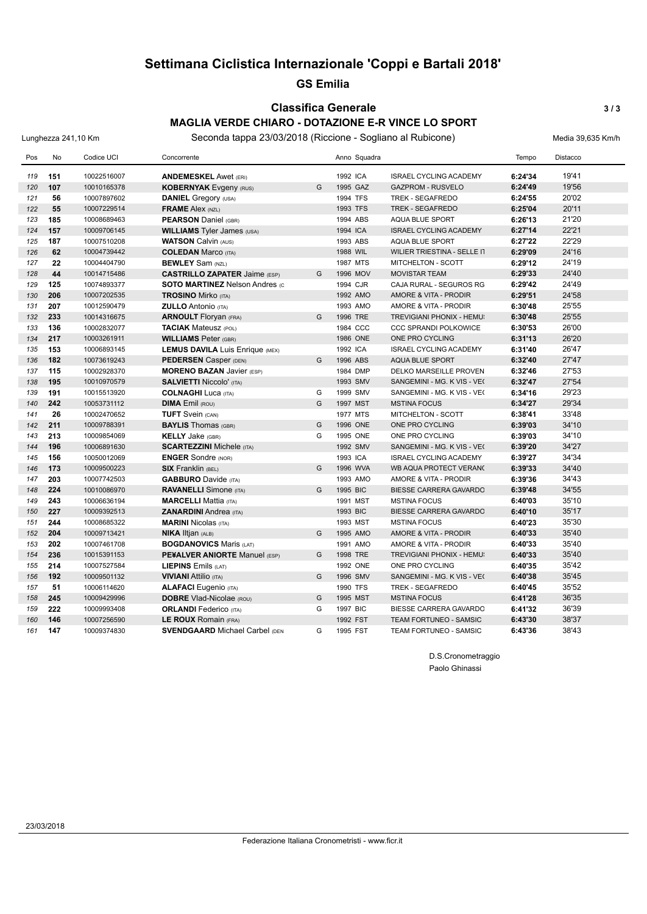# Settimana Ciclistica Internazionale 'Coppi e Bartali 2018'

## GS Emilia

### Classifica Generale

### MAGLIA VERDE CHIARO - DOTAZIONE E-R VINCE LO SPORT

Lunghezza 241,10 Km | Seconda tappa 23/03/2018 (Riccione - Sogliano al Rubicone) | Media 39,635 Km/h

| Pos | No | Codice UCI | Concorrente | | Anno | Squadra | | Tempo | Distacco |
|---|---|---|---|---|---|---|---|---|---|
| 119 | **151** | 10022516007 | **ANDEMESKEL** Awet (ERI) | | 1992 | ICA | ISRAEL CYCLING ACADEMY | **6:24'34** | 19'41 |
| 120 | **107** | 10010165378 | **KOBERNYAK** Evgeny (RUS) | G | 1995 | GAZ | GAZPROM - RUSVELO | **6:24'49** | 19'56 |
| 121 | **56** | 10007897602 | **DANIEL** Gregory (USA) | | 1994 | TFS | TREK - SEGAFREDO | **6:24'55** | 20'02 |
| 122 | **55** | 10007229514 | **FRAME** Alex (NZL) | | 1993 | TFS | TREK - SEGAFREDO | **6:25'04** | 20'11 |
| 123 | **185** | 10008689463 | **PEARSON** Daniel (GBR) | | 1994 | ABS | AQUA BLUE SPORT | **6:26'13** | 21'20 |
| 124 | **157** | 10009706145 | **WILLIAMS** Tyler James (USA) | | 1994 | ICA | ISRAEL CYCLING ACADEMY | **6:27'14** | 22'21 |
| 125 | **187** | 10007510208 | **WATSON** Calvin (AUS) | | 1993 | ABS | AQUA BLUE SPORT | **6:27'22** | 22'29 |
| 126 | **62** | 10004739442 | **COLEDAN** Marco (ITA) | | 1988 | WIL | WILIER TRIESTINA - SELLE IT | **6:29'09** | 24'16 |
| 127 | **22** | 10004404790 | **BEWLEY** Sam (NZL) | | 1987 | MTS | MITCHELTON - SCOTT | **6:29'12** | 24'19 |
| 128 | **44** | 10014715486 | **CASTRILLO ZAPATER** Jaime (ESP) | G | 1996 | MOV | MOVISTAR TEAM | **6:29'33** | 24'40 |
| 129 | **125** | 10074893377 | **SOTO MARTINEZ** Nelson Andres (C | | 1994 | CJR | CAJA RURAL - SEGUROS RG | **6:29'42** | 24'49 |
| 130 | **206** | 10007202535 | **TROSINO** Mirko (ITA) | | 1992 | AMO | AMORE & VITA - PRODIR | **6:29'51** | 24'58 |
| 131 | **207** | 10012590479 | **ZULLO** Antonio (ITA) | | 1993 | AMO | AMORE & VITA - PRODIR | **6:30'48** | 25'55 |
| 132 | **233** | 10014316675 | **ARNOULT** Floryan (FRA) | G | 1996 | TRE | TREVIGIANI PHONIX - HEMU: | **6:30'48** | 25'55 |
| 133 | **136** | 10002832077 | **TACIAK** Mateusz (POL) | | 1984 | CCC | CCC SPRANDI POLKOWICE | **6:30'53** | 26'00 |
| 134 | **217** | 10003261911 | **WILLIAMS** Peter (GBR) | | 1986 | ONE | ONE PRO CYCLING | **6:31'13** | 26'20 |
| 135 | **153** | 10006893145 | **LEMUS DAVILA** Luis Enrique (MEX) | | 1992 | ICA | ISRAEL CYCLING ACADEMY | **6:31'40** | 26'47 |
| 136 | **182** | 10073619243 | **PEDERSEN** Casper (DEN) | G | 1996 | ABS | AQUA BLUE SPORT | **6:32'40** | 27'47 |
| 137 | **115** | 10002928370 | **MORENO BAZAN** Javier (ESP) | | 1984 | DMP | DELKO MARSEILLE PROVEN | **6:32'46** | 27'53 |
| 138 | **195** | 10010970579 | **SALVIETTI** Niccolo' (ITA) | | 1993 | SMV | SANGEMINI - MG. K VIS - VE( | **6:32'47** | 27'54 |
| 139 | **191** | 10015513920 | **COLNAGHI** Luca (ITA) | G | 1999 | SMV | SANGEMINI - MG. K VIS - VE( | **6:34'16** | 29'23 |
| 140 | **242** | 10053731112 | **DIMA** Emil (ROU) | G | 1997 | MST | MSTINA FOCUS | **6:34'27** | 29'34 |
| 141 | **26** | 10002470652 | **TUFT** Svein (CAN) | | 1977 | MTS | MITCHELTON - SCOTT | **6:38'41** | 33'48 |
| 142 | **211** | 10009788391 | **BAYLIS** Thomas (GBR) | G | 1996 | ONE | ONE PRO CYCLING | **6:39'03** | 34'10 |
| 143 | **213** | 10009854069 | **KELLY** Jake (GBR) | G | 1995 | ONE | ONE PRO CYCLING | **6:39'03** | 34'10 |
| 144 | **196** | 10006891630 | **SCARTEZZINI** Michele (ITA) | | 1992 | SMV | SANGEMINI - MG. K VIS - VE( | **6:39'20** | 34'27 |
| 145 | **156** | 10050012069 | **ENGER** Sondre (NOR) | | 1993 | ICA | ISRAEL CYCLING ACADEMY | **6:39'27** | 34'34 |
| 146 | **173** | 10009500223 | **SIX** Franklin (BEL) | G | 1996 | WVA | WB AQUA PROTECT VERAN( | **6:39'33** | 34'40 |
| 147 | **203** | 10007742503 | **GABBURO** Davide (ITA) | | 1993 | AMO | AMORE & VITA - PRODIR | **6:39'36** | 34'43 |
| 148 | **224** | 10010086970 | **RAVANELLI** Simone (ITA) | G | 1995 | BIC | BIESSE CARRERA GAVARDO | **6:39'48** | 34'55 |
| 149 | **243** | 10006636194 | **MARCELLI** Mattia (ITA) | | 1991 | MST | MSTINA FOCUS | **6:40'03** | 35'10 |
| 150 | **227** | 10009392513 | **ZANARDINI** Andrea (ITA) | | 1993 | BIC | BIESSE CARRERA GAVARDO | **6:40'10** | 35'17 |
| 151 | **244** | 10008685322 | **MARINI** Nicolas (ITA) | | 1993 | MST | MSTINA FOCUS | **6:40'23** | 35'30 |
| 152 | **204** | 10009713421 | **NIKA** Iltjan (ALB) | G | 1995 | AMO | AMORE & VITA - PRODIR | **6:40'33** | 35'40 |
| 153 | **202** | 10007461708 | **BOGDANOVICS** Maris (LAT) | | 1991 | AMO | AMORE & VITA - PRODIR | **6:40'33** | 35'40 |
| 154 | **236** | 10015391153 | **PE¥ALVER ANIORTE** Manuel (ESP) | G | 1998 | TRE | TREVIGIANI PHONIX - HEMU: | **6:40'33** | 35'40 |
| 155 | **214** | 10007527584 | **LIEPINS** Emils (LAT) | | 1992 | ONE | ONE PRO CYCLING | **6:40'35** | 35'42 |
| 156 | **192** | 10009501132 | **VIVIANI** Attilio (ITA) | G | 1996 | SMV | SANGEMINI - MG. K VIS - VE( | **6:40'38** | 35'45 |
| 157 | **51** | 10006114620 | **ALAFACI** Eugenio (ITA) | | 1990 | TFS | TREK - SEGAFREDO | **6:40'45** | 35'52 |
| 158 | **245** | 10009429996 | **DOBRE** Vlad-Nicolae (ROU) | G | 1995 | MST | MSTINA FOCUS | **6:41'28** | 36'35 |
| 159 | **222** | 10009993408 | **ORLANDI** Federico (ITA) | G | 1997 | BIC | BIESSE CARRERA GAVARDO | **6:41'32** | 36'39 |
| 160 | **146** | 10007256590 | **LE ROUX** Romain (FRA) | | 1992 | FST | TEAM FORTUNEO - SAMSIC | **6:43'30** | 38'37 |
| 161 | **147** | 10009374830 | **SVENDGAARD** Michael Carbel (DEN | G | 1995 | FST | TEAM FORTUNEO - SAMSIC | **6:43'36** | 38'43 |

D.S.Cronometraggio

Paolo Ghinassi

23/03/2018

Federazione Italiana Cronometristi - www.ficr.it